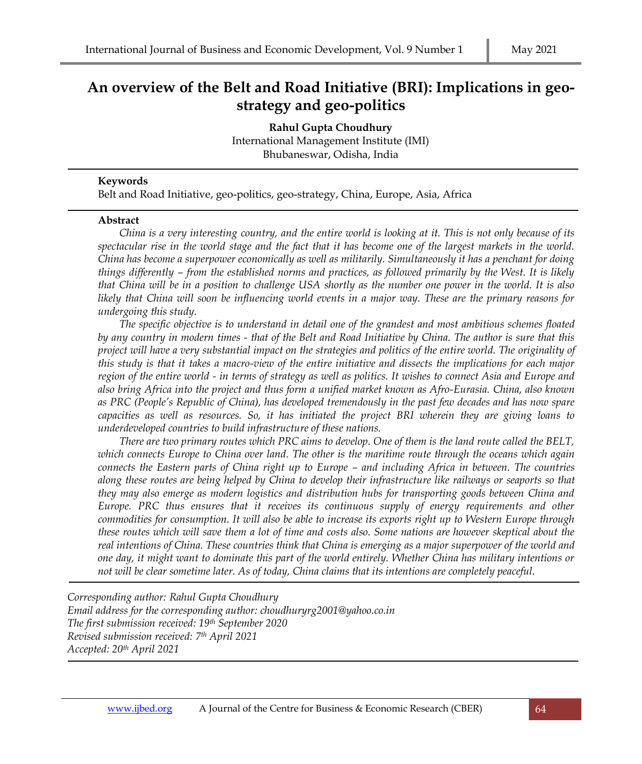# An overview of the Belt and Road Initiative (BRI): Implications in geo-strategy and geo-politics

**Rahul Gupta Choudhury**
International Management Institute (IMI)
Bhubaneswar, Odisha, India

---

#### Keywords

Belt and Road Initiative, geo-politics, geo-strategy, China, Europe, Asia, Africa

---

#### Abstract

*China is a very interesting country, and the entire world is looking at it. This is not only because of its spectacular rise in the world stage and the fact that it has become one of the largest markets in the world. China has become a superpower economically as well as militarily. Simultaneously it has a penchant for doing things differently – from the established norms and practices, as followed primarily by the West. It is likely that China will be in a position to challenge USA shortly as the number one power in the world. It is also likely that China will soon be influencing world events in a major way. These are the primary reasons for undergoing this study.*

*The specific objective is to understand in detail one of the grandest and most ambitious schemes floated by any country in modern times - that of the Belt and Road Initiative by China. The author is sure that this project will have a very substantial impact on the strategies and politics of the entire world. The originality of this study is that it takes a macro-view of the entire initiative and dissects the implications for each major region of the entire world - in terms of strategy as well as politics. It wishes to connect Asia and Europe and also bring Africa into the project and thus form a unified market known as Afro-Eurasia. China, also known as PRC (People's Republic of China), has developed tremendously in the past few decades and has now spare capacities as well as resources. So, it has initiated the project BRI wherein they are giving loans to underdeveloped countries to build infrastructure of these nations.*

*There are two primary routes which PRC aims to develop. One of them is the land route called the BELT, which connects Europe to China over land. The other is the maritime route through the oceans which again connects the Eastern parts of China right up to Europe – and including Africa in between. The countries along these routes are being helped by China to develop their infrastructure like railways or seaports so that they may also emerge as modern logistics and distribution hubs for transporting goods between China and Europe. PRC thus ensures that it receives its continuous supply of energy requirements and other commodities for consumption. It will also be able to increase its exports right up to Western Europe through these routes which will save them a lot of time and costs also. Some nations are however skeptical about the real intentions of China. These countries think that China is emerging as a major superpower of the world and one day, it might want to dominate this part of the world entirely. Whether China has military intentions or not will be clear sometime later. As of today, China claims that its intentions are completely peaceful.*

---

*Corresponding author: Rahul Gupta Choudhury*
*Email address for the corresponding author: choudhuryrg2001@yahoo.co.in*
*The first submission received: 19th September 2020*
*Revised submission received: 7th April 2021*
*Accepted: 20th April 2021*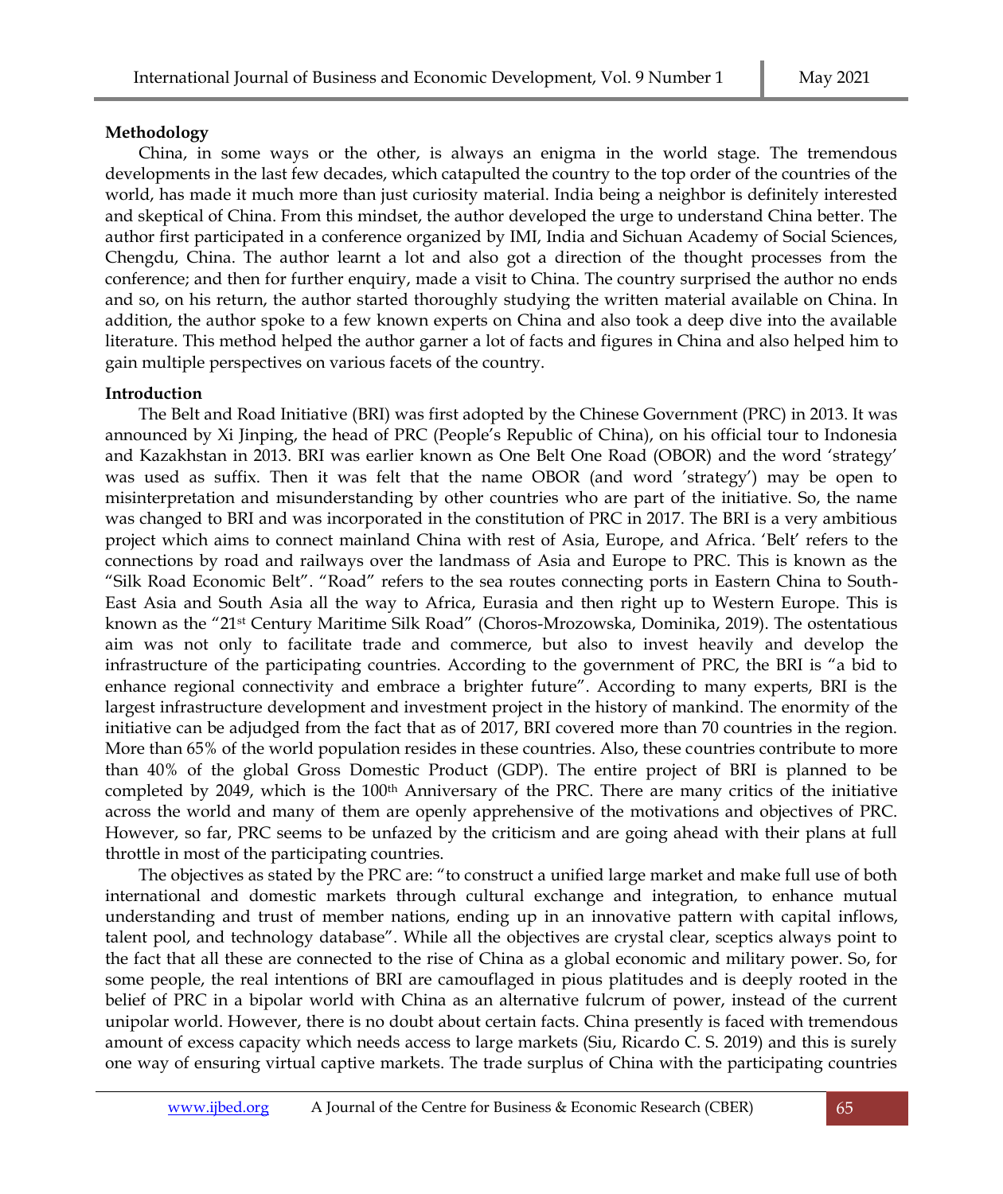**Methodology**

China, in some ways or the other, is always an enigma in the world stage. The tremendous developments in the last few decades, which catapulted the country to the top order of the countries of the world, has made it much more than just curiosity material. India being a neighbor is definitely interested and skeptical of China. From this mindset, the author developed the urge to understand China better. The author first participated in a conference organized by IMI, India and Sichuan Academy of Social Sciences, Chengdu, China. The author learnt a lot and also got a direction of the thought processes from the conference; and then for further enquiry, made a visit to China. The country surprised the author no ends and so, on his return, the author started thoroughly studying the written material available on China. In addition, the author spoke to a few known experts on China and also took a deep dive into the available literature. This method helped the author garner a lot of facts and figures in China and also helped him to gain multiple perspectives on various facets of the country.

**Introduction**

The Belt and Road Initiative (BRI) was first adopted by the Chinese Government (PRC) in 2013. It was announced by Xi Jinping, the head of PRC (People's Republic of China), on his official tour to Indonesia and Kazakhstan in 2013. BRI was earlier known as One Belt One Road (OBOR) and the word 'strategy' was used as suffix. Then it was felt that the name OBOR (and word 'strategy') may be open to misinterpretation and misunderstanding by other countries who are part of the initiative. So, the name was changed to BRI and was incorporated in the constitution of PRC in 2017. The BRI is a very ambitious project which aims to connect mainland China with rest of Asia, Europe, and Africa. 'Belt' refers to the connections by road and railways over the landmass of Asia and Europe to PRC. This is known as the "Silk Road Economic Belt". "Road" refers to the sea routes connecting ports in Eastern China to South-East Asia and South Asia all the way to Africa, Eurasia and then right up to Western Europe. This is known as the "21st Century Maritime Silk Road" (Choros-Mrozowska, Dominika, 2019). The ostentatious aim was not only to facilitate trade and commerce, but also to invest heavily and develop the infrastructure of the participating countries. According to the government of PRC, the BRI is "a bid to enhance regional connectivity and embrace a brighter future". According to many experts, BRI is the largest infrastructure development and investment project in the history of mankind. The enormity of the initiative can be adjudged from the fact that as of 2017, BRI covered more than 70 countries in the region. More than 65% of the world population resides in these countries. Also, these countries contribute to more than 40% of the global Gross Domestic Product (GDP). The entire project of BRI is planned to be completed by 2049, which is the 100th Anniversary of the PRC. There are many critics of the initiative across the world and many of them are openly apprehensive of the motivations and objectives of PRC. However, so far, PRC seems to be unfazed by the criticism and are going ahead with their plans at full throttle in most of the participating countries.

The objectives as stated by the PRC are: "to construct a unified large market and make full use of both international and domestic markets through cultural exchange and integration, to enhance mutual understanding and trust of member nations, ending up in an innovative pattern with capital inflows, talent pool, and technology database". While all the objectives are crystal clear, sceptics always point to the fact that all these are connected to the rise of China as a global economic and military power. So, for some people, the real intentions of BRI are camouflaged in pious platitudes and is deeply rooted in the belief of PRC in a bipolar world with China as an alternative fulcrum of power, instead of the current unipolar world. However, there is no doubt about certain facts. China presently is faced with tremendous amount of excess capacity which needs access to large markets (Siu, Ricardo C. S. 2019) and this is surely one way of ensuring virtual captive markets. The trade surplus of China with the participating countries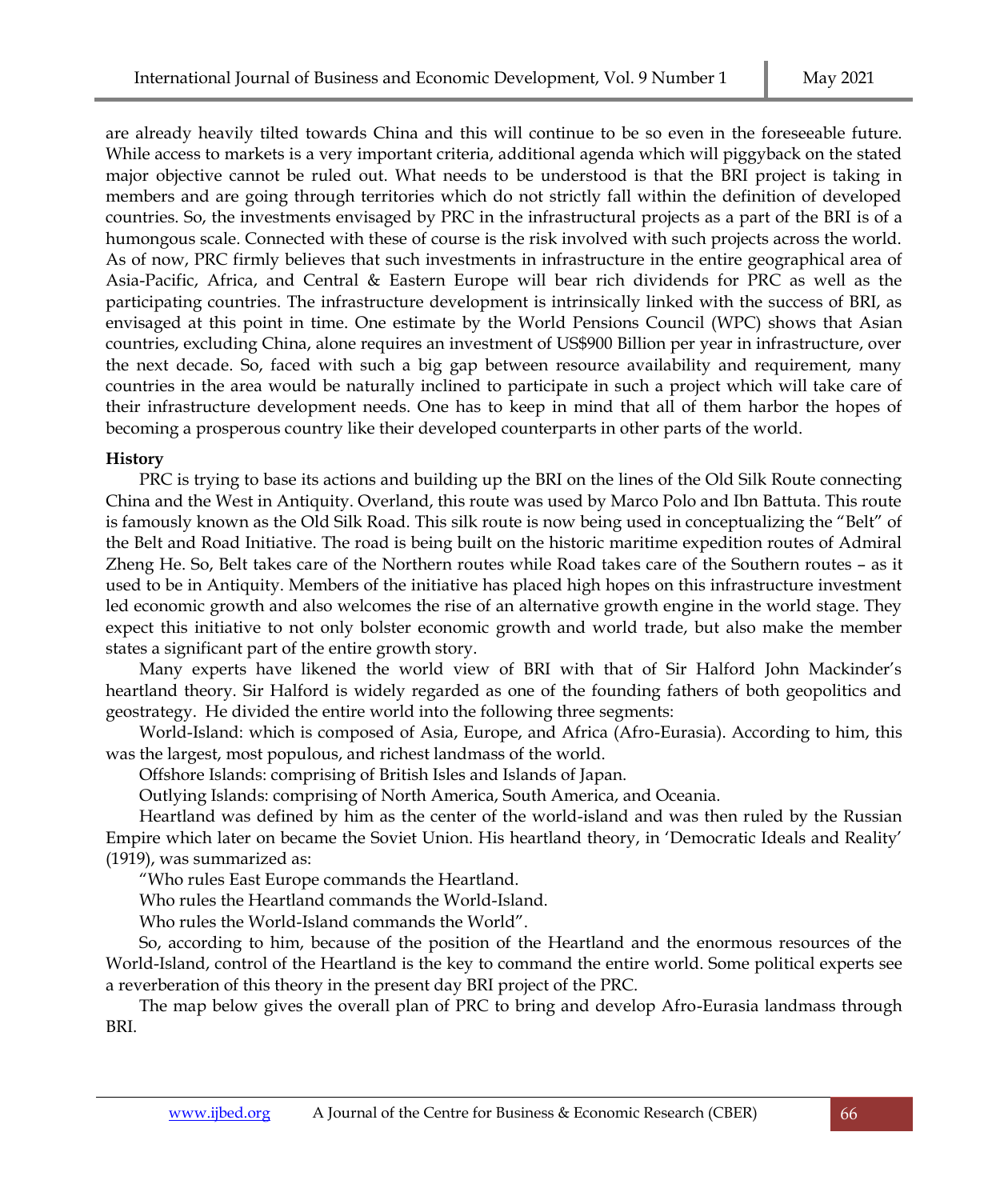are already heavily tilted towards China and this will continue to be so even in the foreseeable future. While access to markets is a very important criteria, additional agenda which will piggyback on the stated major objective cannot be ruled out. What needs to be understood is that the BRI project is taking in members and are going through territories which do not strictly fall within the definition of developed countries. So, the investments envisaged by PRC in the infrastructural projects as a part of the BRI is of a humongous scale. Connected with these of course is the risk involved with such projects across the world. As of now, PRC firmly believes that such investments in infrastructure in the entire geographical area of Asia-Pacific, Africa, and Central & Eastern Europe will bear rich dividends for PRC as well as the participating countries. The infrastructure development is intrinsically linked with the success of BRI, as envisaged at this point in time. One estimate by the World Pensions Council (WPC) shows that Asian countries, excluding China, alone requires an investment of US$900 Billion per year in infrastructure, over the next decade. So, faced with such a big gap between resource availability and requirement, many countries in the area would be naturally inclined to participate in such a project which will take care of their infrastructure development needs. One has to keep in mind that all of them harbor the hopes of becoming a prosperous country like their developed counterparts in other parts of the world.

**History**

PRC is trying to base its actions and building up the BRI on the lines of the Old Silk Route connecting China and the West in Antiquity. Overland, this route was used by Marco Polo and Ibn Battuta. This route is famously known as the Old Silk Road. This silk route is now being used in conceptualizing the "Belt" of the Belt and Road Initiative. The road is being built on the historic maritime expedition routes of Admiral Zheng He. So, Belt takes care of the Northern routes while Road takes care of the Southern routes – as it used to be in Antiquity. Members of the initiative has placed high hopes on this infrastructure investment led economic growth and also welcomes the rise of an alternative growth engine in the world stage. They expect this initiative to not only bolster economic growth and world trade, but also make the member states a significant part of the entire growth story.

Many experts have likened the world view of BRI with that of Sir Halford John Mackinder's heartland theory. Sir Halford is widely regarded as one of the founding fathers of both geopolitics and geostrategy. He divided the entire world into the following three segments:

World-Island: which is composed of Asia, Europe, and Africa (Afro-Eurasia). According to him, this was the largest, most populous, and richest landmass of the world.

Offshore Islands: comprising of British Isles and Islands of Japan.

Outlying Islands: comprising of North America, South America, and Oceania.

Heartland was defined by him as the center of the world-island and was then ruled by the Russian Empire which later on became the Soviet Union. His heartland theory, in 'Democratic Ideals and Reality' (1919), was summarized as:

"Who rules East Europe commands the Heartland.

Who rules the Heartland commands the World-Island.

Who rules the World-Island commands the World".

So, according to him, because of the position of the Heartland and the enormous resources of the World-Island, control of the Heartland is the key to command the entire world. Some political experts see a reverberation of this theory in the present day BRI project of the PRC.

The map below gives the overall plan of PRC to bring and develop Afro-Eurasia landmass through BRI.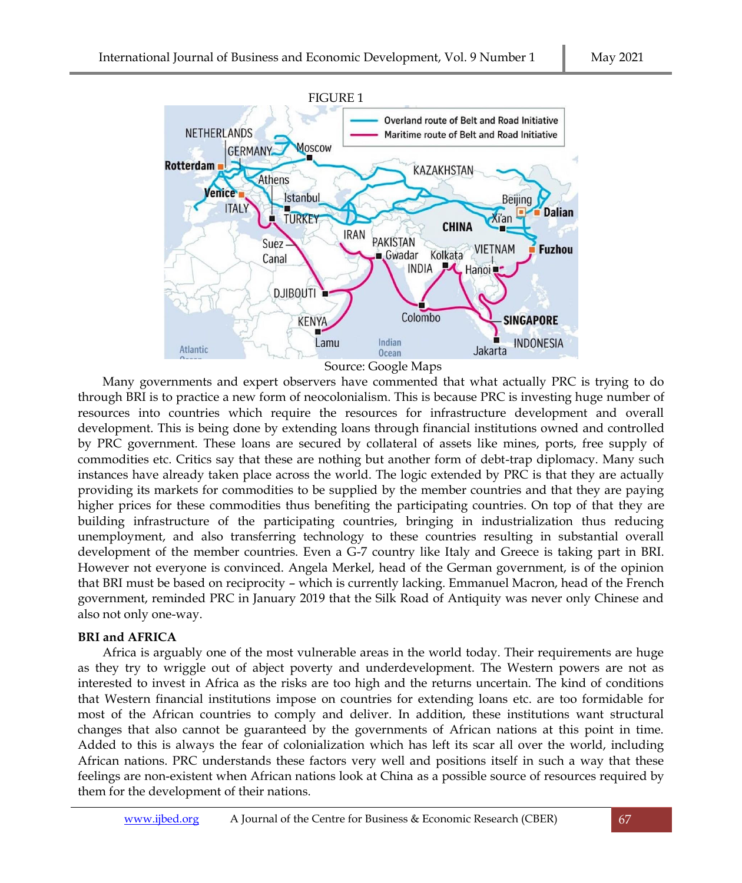FIGURE 1

Source: Google Maps

Many governments and expert observers have commented that what actually PRC is trying to do through BRI is to practice a new form of neocolonialism. This is because PRC is investing huge number of resources into countries which require the resources for infrastructure development and overall development. This is being done by extending loans through financial institutions owned and controlled by PRC government. These loans are secured by collateral of assets like mines, ports, free supply of commodities etc. Critics say that these are nothing but another form of debt-trap diplomacy. Many such instances have already taken place across the world. The logic extended by PRC is that they are actually providing its markets for commodities to be supplied by the member countries and that they are paying higher prices for these commodities thus benefiting the participating countries. On top of that they are building infrastructure of the participating countries, bringing in industrialization thus reducing unemployment, and also transferring technology to these countries resulting in substantial overall development of the member countries. Even a G-7 country like Italy and Greece is taking part in BRI. However not everyone is convinced. Angela Merkel, head of the German government, is of the opinion that BRI must be based on reciprocity – which is currently lacking. Emmanuel Macron, head of the French government, reminded PRC in January 2019 that the Silk Road of Antiquity was never only Chinese and also not only one-way.

**BRI and AFRICA**

Africa is arguably one of the most vulnerable areas in the world today. Their requirements are huge as they try to wriggle out of abject poverty and underdevelopment. The Western powers are not as interested to invest in Africa as the risks are too high and the returns uncertain. The kind of conditions that Western financial institutions impose on countries for extending loans etc. are too formidable for most of the African countries to comply and deliver. In addition, these institutions want structural changes that also cannot be guaranteed by the governments of African nations at this point in time. Added to this is always the fear of colonialization which has left its scar all over the world, including African nations. PRC understands these factors very well and positions itself in such a way that these feelings are non-existent when African nations look at China as a possible source of resources required by them for the development of their nations.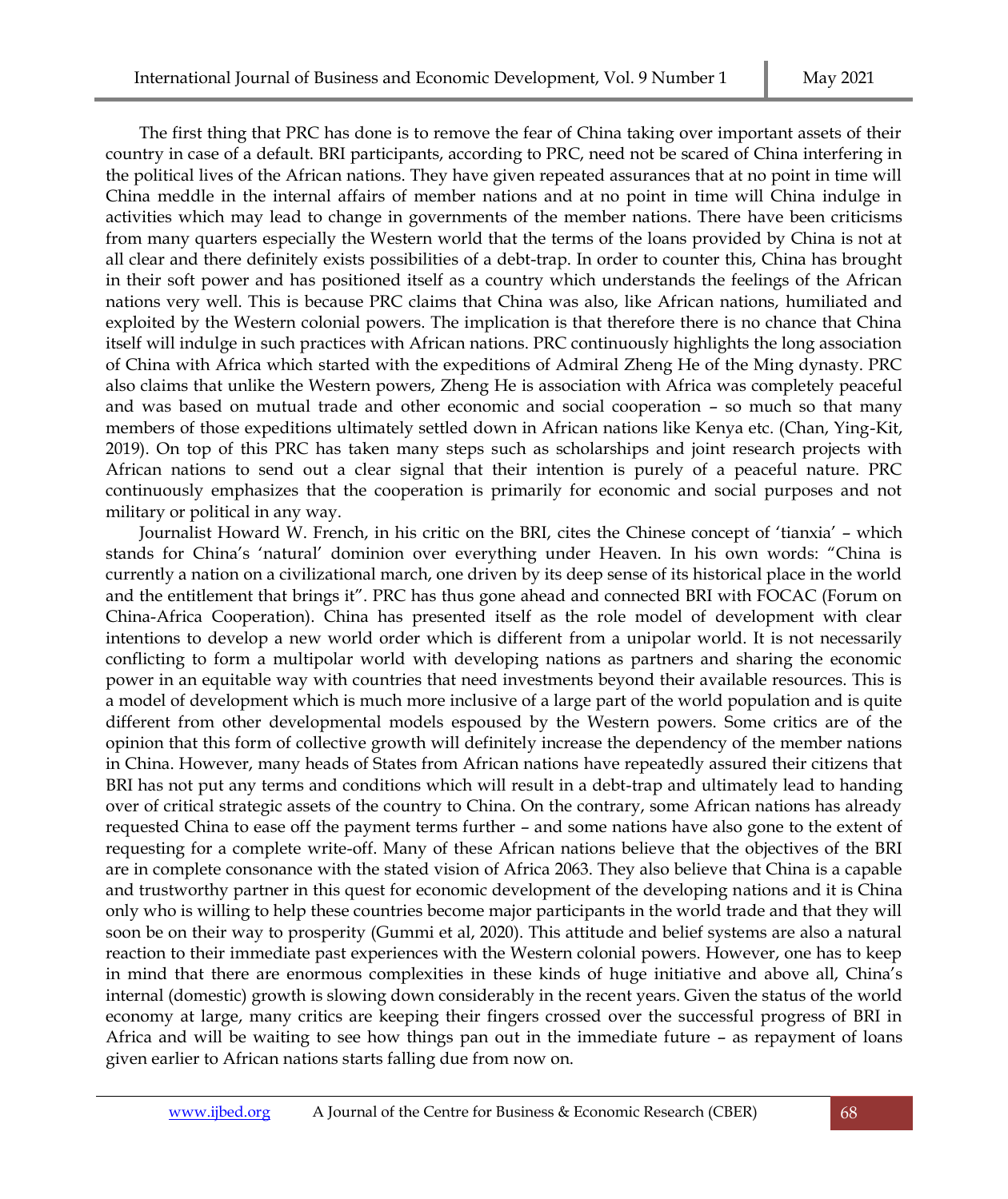The first thing that PRC has done is to remove the fear of China taking over important assets of their country in case of a default. BRI participants, according to PRC, need not be scared of China interfering in the political lives of the African nations. They have given repeated assurances that at no point in time will China meddle in the internal affairs of member nations and at no point in time will China indulge in activities which may lead to change in governments of the member nations. There have been criticisms from many quarters especially the Western world that the terms of the loans provided by China is not at all clear and there definitely exists possibilities of a debt-trap. In order to counter this, China has brought in their soft power and has positioned itself as a country which understands the feelings of the African nations very well. This is because PRC claims that China was also, like African nations, humiliated and exploited by the Western colonial powers. The implication is that therefore there is no chance that China itself will indulge in such practices with African nations. PRC continuously highlights the long association of China with Africa which started with the expeditions of Admiral Zheng He of the Ming dynasty. PRC also claims that unlike the Western powers, Zheng He is association with Africa was completely peaceful and was based on mutual trade and other economic and social cooperation – so much so that many members of those expeditions ultimately settled down in African nations like Kenya etc. (Chan, Ying-Kit, 2019). On top of this PRC has taken many steps such as scholarships and joint research projects with African nations to send out a clear signal that their intention is purely of a peaceful nature. PRC continuously emphasizes that the cooperation is primarily for economic and social purposes and not military or political in any way.

Journalist Howard W. French, in his critic on the BRI, cites the Chinese concept of 'tianxia' – which stands for China's 'natural' dominion over everything under Heaven. In his own words: "China is currently a nation on a civilizational march, one driven by its deep sense of its historical place in the world and the entitlement that brings it". PRC has thus gone ahead and connected BRI with FOCAC (Forum on China-Africa Cooperation). China has presented itself as the role model of development with clear intentions to develop a new world order which is different from a unipolar world. It is not necessarily conflicting to form a multipolar world with developing nations as partners and sharing the economic power in an equitable way with countries that need investments beyond their available resources. This is a model of development which is much more inclusive of a large part of the world population and is quite different from other developmental models espoused by the Western powers. Some critics are of the opinion that this form of collective growth will definitely increase the dependency of the member nations in China. However, many heads of States from African nations have repeatedly assured their citizens that BRI has not put any terms and conditions which will result in a debt-trap and ultimately lead to handing over of critical strategic assets of the country to China. On the contrary, some African nations has already requested China to ease off the payment terms further – and some nations have also gone to the extent of requesting for a complete write-off. Many of these African nations believe that the objectives of the BRI are in complete consonance with the stated vision of Africa 2063. They also believe that China is a capable and trustworthy partner in this quest for economic development of the developing nations and it is China only who is willing to help these countries become major participants in the world trade and that they will soon be on their way to prosperity (Gummi et al, 2020). This attitude and belief systems are also a natural reaction to their immediate past experiences with the Western colonial powers. However, one has to keep in mind that there are enormous complexities in these kinds of huge initiative and above all, China's internal (domestic) growth is slowing down considerably in the recent years. Given the status of the world economy at large, many critics are keeping their fingers crossed over the successful progress of BRI in Africa and will be waiting to see how things pan out in the immediate future – as repayment of loans given earlier to African nations starts falling due from now on.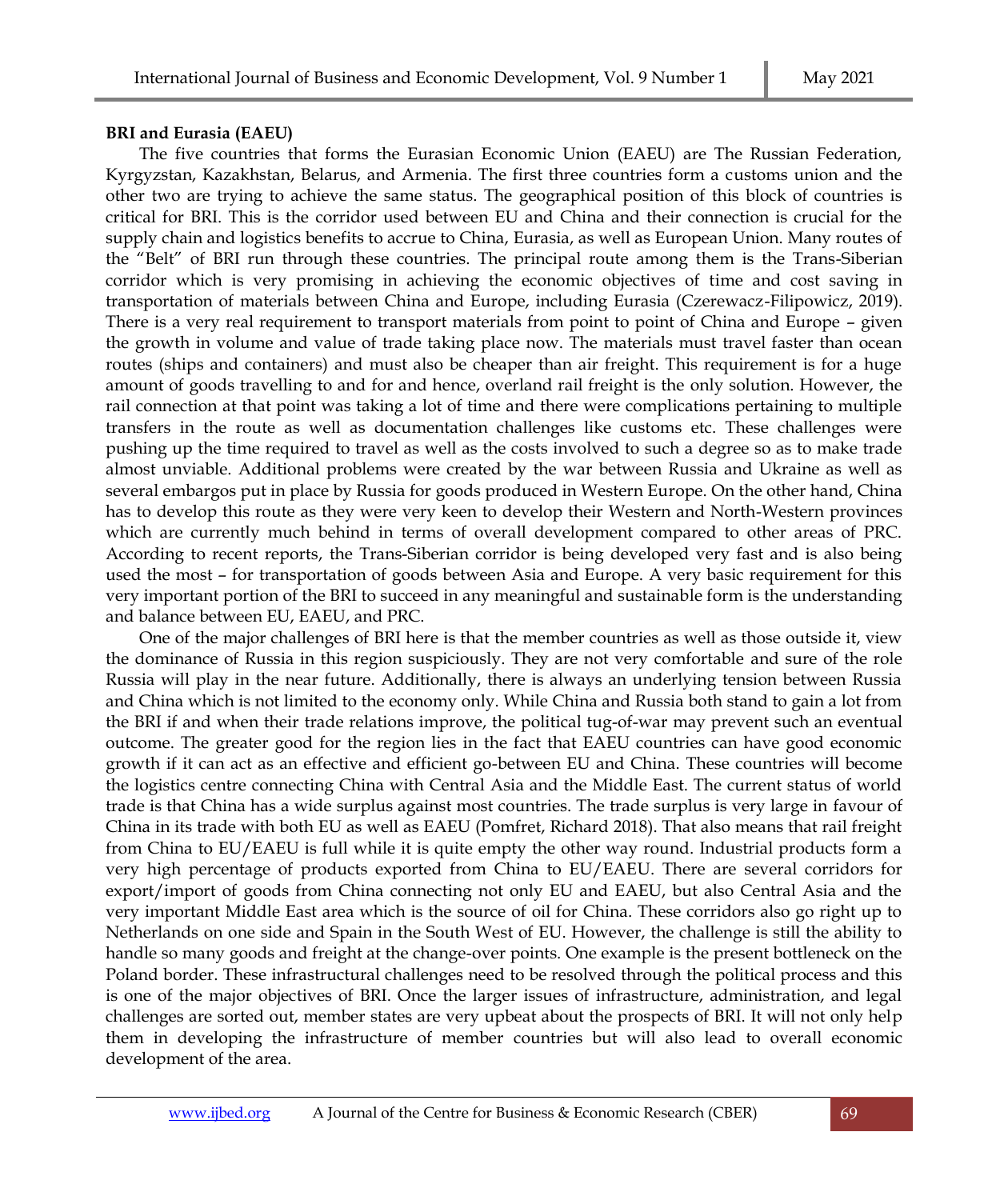**BRI and Eurasia (EAEU)**

The five countries that forms the Eurasian Economic Union (EAEU) are The Russian Federation, Kyrgyzstan, Kazakhstan, Belarus, and Armenia. The first three countries form a customs union and the other two are trying to achieve the same status. The geographical position of this block of countries is critical for BRI. This is the corridor used between EU and China and their connection is crucial for the supply chain and logistics benefits to accrue to China, Eurasia, as well as European Union. Many routes of the "Belt" of BRI run through these countries. The principal route among them is the Trans-Siberian corridor which is very promising in achieving the economic objectives of time and cost saving in transportation of materials between China and Europe, including Eurasia (Czerewacz-Filipowicz, 2019). There is a very real requirement to transport materials from point to point of China and Europe – given the growth in volume and value of trade taking place now. The materials must travel faster than ocean routes (ships and containers) and must also be cheaper than air freight. This requirement is for a huge amount of goods travelling to and for and hence, overland rail freight is the only solution. However, the rail connection at that point was taking a lot of time and there were complications pertaining to multiple transfers in the route as well as documentation challenges like customs etc. These challenges were pushing up the time required to travel as well as the costs involved to such a degree so as to make trade almost unviable. Additional problems were created by the war between Russia and Ukraine as well as several embargos put in place by Russia for goods produced in Western Europe. On the other hand, China has to develop this route as they were very keen to develop their Western and North-Western provinces which are currently much behind in terms of overall development compared to other areas of PRC. According to recent reports, the Trans-Siberian corridor is being developed very fast and is also being used the most – for transportation of goods between Asia and Europe. A very basic requirement for this very important portion of the BRI to succeed in any meaningful and sustainable form is the understanding and balance between EU, EAEU, and PRC.

One of the major challenges of BRI here is that the member countries as well as those outside it, view the dominance of Russia in this region suspiciously. They are not very comfortable and sure of the role Russia will play in the near future. Additionally, there is always an underlying tension between Russia and China which is not limited to the economy only. While China and Russia both stand to gain a lot from the BRI if and when their trade relations improve, the political tug-of-war may prevent such an eventual outcome. The greater good for the region lies in the fact that EAEU countries can have good economic growth if it can act as an effective and efficient go-between EU and China. These countries will become the logistics centre connecting China with Central Asia and the Middle East. The current status of world trade is that China has a wide surplus against most countries. The trade surplus is very large in favour of China in its trade with both EU as well as EAEU (Pomfret, Richard 2018). That also means that rail freight from China to EU/EAEU is full while it is quite empty the other way round. Industrial products form a very high percentage of products exported from China to EU/EAEU. There are several corridors for export/import of goods from China connecting not only EU and EAEU, but also Central Asia and the very important Middle East area which is the source of oil for China. These corridors also go right up to Netherlands on one side and Spain in the South West of EU. However, the challenge is still the ability to handle so many goods and freight at the change-over points. One example is the present bottleneck on the Poland border. These infrastructural challenges need to be resolved through the political process and this is one of the major objectives of BRI. Once the larger issues of infrastructure, administration, and legal challenges are sorted out, member states are very upbeat about the prospects of BRI. It will not only help them in developing the infrastructure of member countries but will also lead to overall economic development of the area.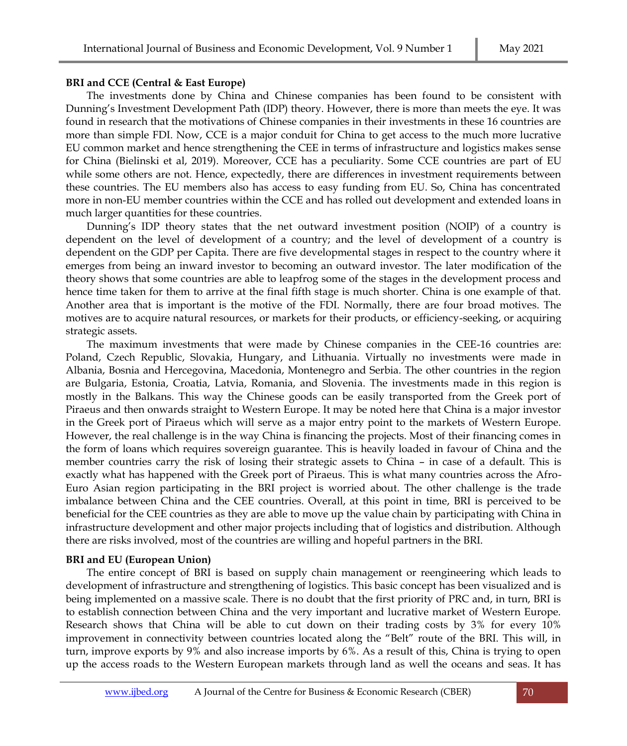**BRI and CCE (Central & East Europe)**

The investments done by China and Chinese companies has been found to be consistent with Dunning's Investment Development Path (IDP) theory. However, there is more than meets the eye. It was found in research that the motivations of Chinese companies in their investments in these 16 countries are more than simple FDI. Now, CCE is a major conduit for China to get access to the much more lucrative EU common market and hence strengthening the CEE in terms of infrastructure and logistics makes sense for China (Bielinski et al, 2019). Moreover, CCE has a peculiarity. Some CCE countries are part of EU while some others are not. Hence, expectedly, there are differences in investment requirements between these countries. The EU members also has access to easy funding from EU. So, China has concentrated more in non-EU member countries within the CCE and has rolled out development and extended loans in much larger quantities for these countries.

Dunning's IDP theory states that the net outward investment position (NOIP) of a country is dependent on the level of development of a country; and the level of development of a country is dependent on the GDP per Capita. There are five developmental stages in respect to the country where it emerges from being an inward investor to becoming an outward investor. The later modification of the theory shows that some countries are able to leapfrog some of the stages in the development process and hence time taken for them to arrive at the final fifth stage is much shorter. China is one example of that. Another area that is important is the motive of the FDI. Normally, there are four broad motives. The motives are to acquire natural resources, or markets for their products, or efficiency-seeking, or acquiring strategic assets.

The maximum investments that were made by Chinese companies in the CEE-16 countries are: Poland, Czech Republic, Slovakia, Hungary, and Lithuania. Virtually no investments were made in Albania, Bosnia and Hercegovina, Macedonia, Montenegro and Serbia. The other countries in the region are Bulgaria, Estonia, Croatia, Latvia, Romania, and Slovenia. The investments made in this region is mostly in the Balkans. This way the Chinese goods can be easily transported from the Greek port of Piraeus and then onwards straight to Western Europe. It may be noted here that China is a major investor in the Greek port of Piraeus which will serve as a major entry point to the markets of Western Europe. However, the real challenge is in the way China is financing the projects. Most of their financing comes in the form of loans which requires sovereign guarantee. This is heavily loaded in favour of China and the member countries carry the risk of losing their strategic assets to China – in case of a default. This is exactly what has happened with the Greek port of Piraeus. This is what many countries across the Afro-Euro Asian region participating in the BRI project is worried about. The other challenge is the trade imbalance between China and the CEE countries. Overall, at this point in time, BRI is perceived to be beneficial for the CEE countries as they are able to move up the value chain by participating with China in infrastructure development and other major projects including that of logistics and distribution. Although there are risks involved, most of the countries are willing and hopeful partners in the BRI.

**BRI and EU (European Union)**

The entire concept of BRI is based on supply chain management or reengineering which leads to development of infrastructure and strengthening of logistics. This basic concept has been visualized and is being implemented on a massive scale. There is no doubt that the first priority of PRC and, in turn, BRI is to establish connection between China and the very important and lucrative market of Western Europe. Research shows that China will be able to cut down on their trading costs by 3% for every 10% improvement in connectivity between countries located along the "Belt" route of the BRI. This will, in turn, improve exports by 9% and also increase imports by 6%. As a result of this, China is trying to open up the access roads to the Western European markets through land as well the oceans and seas. It has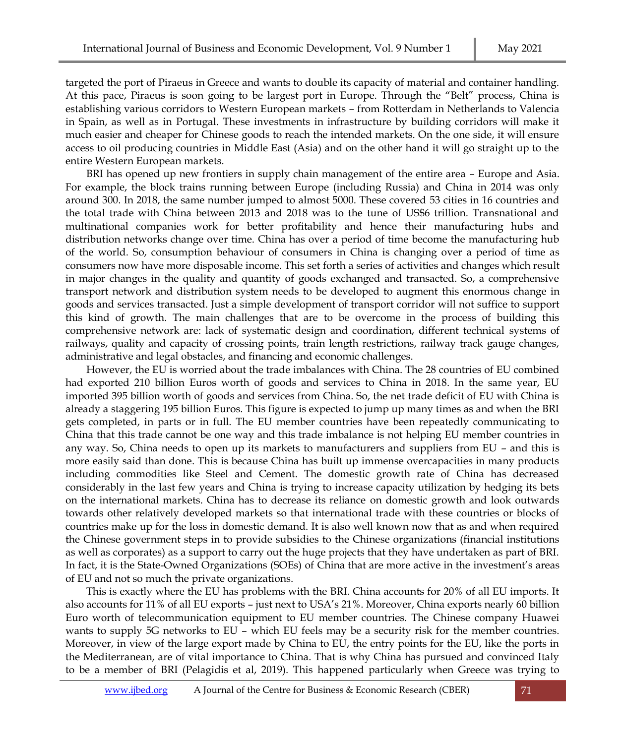targeted the port of Piraeus in Greece and wants to double its capacity of material and container handling. At this pace, Piraeus is soon going to be largest port in Europe. Through the "Belt" process, China is establishing various corridors to Western European markets – from Rotterdam in Netherlands to Valencia in Spain, as well as in Portugal. These investments in infrastructure by building corridors will make it much easier and cheaper for Chinese goods to reach the intended markets. On the one side, it will ensure access to oil producing countries in Middle East (Asia) and on the other hand it will go straight up to the entire Western European markets.

BRI has opened up new frontiers in supply chain management of the entire area – Europe and Asia. For example, the block trains running between Europe (including Russia) and China in 2014 was only around 300. In 2018, the same number jumped to almost 5000. These covered 53 cities in 16 countries and the total trade with China between 2013 and 2018 was to the tune of US$6 trillion. Transnational and multinational companies work for better profitability and hence their manufacturing hubs and distribution networks change over time. China has over a period of time become the manufacturing hub of the world. So, consumption behaviour of consumers in China is changing over a period of time as consumers now have more disposable income. This set forth a series of activities and changes which result in major changes in the quality and quantity of goods exchanged and transacted. So, a comprehensive transport network and distribution system needs to be developed to augment this enormous change in goods and services transacted. Just a simple development of transport corridor will not suffice to support this kind of growth. The main challenges that are to be overcome in the process of building this comprehensive network are: lack of systematic design and coordination, different technical systems of railways, quality and capacity of crossing points, train length restrictions, railway track gauge changes, administrative and legal obstacles, and financing and economic challenges.

However, the EU is worried about the trade imbalances with China. The 28 countries of EU combined had exported 210 billion Euros worth of goods and services to China in 2018. In the same year, EU imported 395 billion worth of goods and services from China. So, the net trade deficit of EU with China is already a staggering 195 billion Euros. This figure is expected to jump up many times as and when the BRI gets completed, in parts or in full. The EU member countries have been repeatedly communicating to China that this trade cannot be one way and this trade imbalance is not helping EU member countries in any way. So, China needs to open up its markets to manufacturers and suppliers from EU – and this is more easily said than done. This is because China has built up immense overcapacities in many products including commodities like Steel and Cement. The domestic growth rate of China has decreased considerably in the last few years and China is trying to increase capacity utilization by hedging its bets on the international markets. China has to decrease its reliance on domestic growth and look outwards towards other relatively developed markets so that international trade with these countries or blocks of countries make up for the loss in domestic demand. It is also well known now that as and when required the Chinese government steps in to provide subsidies to the Chinese organizations (financial institutions as well as corporates) as a support to carry out the huge projects that they have undertaken as part of BRI. In fact, it is the State-Owned Organizations (SOEs) of China that are more active in the investment's areas of EU and not so much the private organizations.

This is exactly where the EU has problems with the BRI. China accounts for 20% of all EU imports. It also accounts for 11% of all EU exports – just next to USA's 21%. Moreover, China exports nearly 60 billion Euro worth of telecommunication equipment to EU member countries. The Chinese company Huawei wants to supply 5G networks to EU – which EU feels may be a security risk for the member countries. Moreover, in view of the large export made by China to EU, the entry points for the EU, like the ports in the Mediterranean, are of vital importance to China. That is why China has pursued and convinced Italy to be a member of BRI (Pelagidis et al, 2019). This happened particularly when Greece was trying to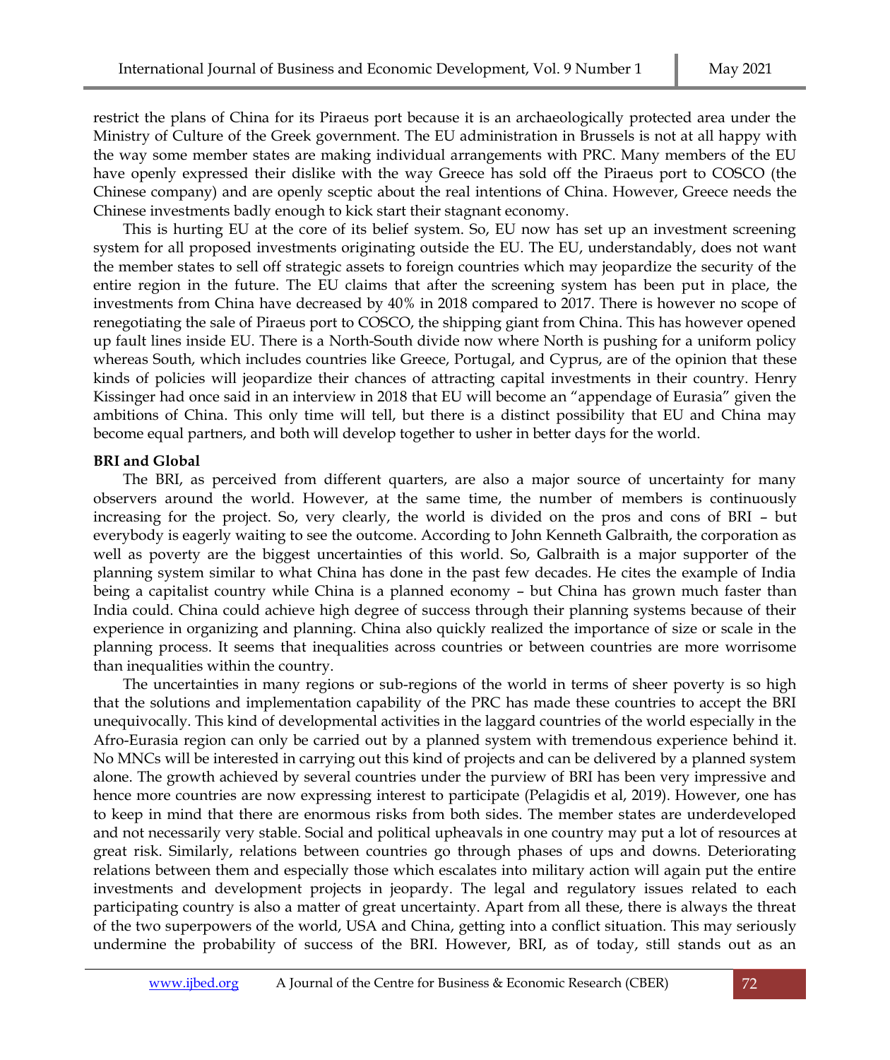restrict the plans of China for its Piraeus port because it is an archaeologically protected area under the Ministry of Culture of the Greek government. The EU administration in Brussels is not at all happy with the way some member states are making individual arrangements with PRC. Many members of the EU have openly expressed their dislike with the way Greece has sold off the Piraeus port to COSCO (the Chinese company) and are openly sceptic about the real intentions of China. However, Greece needs the Chinese investments badly enough to kick start their stagnant economy.

This is hurting EU at the core of its belief system. So, EU now has set up an investment screening system for all proposed investments originating outside the EU. The EU, understandably, does not want the member states to sell off strategic assets to foreign countries which may jeopardize the security of the entire region in the future. The EU claims that after the screening system has been put in place, the investments from China have decreased by 40% in 2018 compared to 2017. There is however no scope of renegotiating the sale of Piraeus port to COSCO, the shipping giant from China. This has however opened up fault lines inside EU. There is a North-South divide now where North is pushing for a uniform policy whereas South, which includes countries like Greece, Portugal, and Cyprus, are of the opinion that these kinds of policies will jeopardize their chances of attracting capital investments in their country. Henry Kissinger had once said in an interview in 2018 that EU will become an "appendage of Eurasia" given the ambitions of China. This only time will tell, but there is a distinct possibility that EU and China may become equal partners, and both will develop together to usher in better days for the world.

**BRI and Global**

The BRI, as perceived from different quarters, are also a major source of uncertainty for many observers around the world. However, at the same time, the number of members is continuously increasing for the project. So, very clearly, the world is divided on the pros and cons of BRI – but everybody is eagerly waiting to see the outcome. According to John Kenneth Galbraith, the corporation as well as poverty are the biggest uncertainties of this world. So, Galbraith is a major supporter of the planning system similar to what China has done in the past few decades. He cites the example of India being a capitalist country while China is a planned economy – but China has grown much faster than India could. China could achieve high degree of success through their planning systems because of their experience in organizing and planning. China also quickly realized the importance of size or scale in the planning process. It seems that inequalities across countries or between countries are more worrisome than inequalities within the country.

The uncertainties in many regions or sub-regions of the world in terms of sheer poverty is so high that the solutions and implementation capability of the PRC has made these countries to accept the BRI unequivocally. This kind of developmental activities in the laggard countries of the world especially in the Afro-Eurasia region can only be carried out by a planned system with tremendous experience behind it. No MNCs will be interested in carrying out this kind of projects and can be delivered by a planned system alone. The growth achieved by several countries under the purview of BRI has been very impressive and hence more countries are now expressing interest to participate (Pelagidis et al, 2019). However, one has to keep in mind that there are enormous risks from both sides. The member states are underdeveloped and not necessarily very stable. Social and political upheavals in one country may put a lot of resources at great risk. Similarly, relations between countries go through phases of ups and downs. Deteriorating relations between them and especially those which escalates into military action will again put the entire investments and development projects in jeopardy. The legal and regulatory issues related to each participating country is also a matter of great uncertainty. Apart from all these, there is always the threat of the two superpowers of the world, USA and China, getting into a conflict situation. This may seriously undermine the probability of success of the BRI. However, BRI, as of today, still stands out as an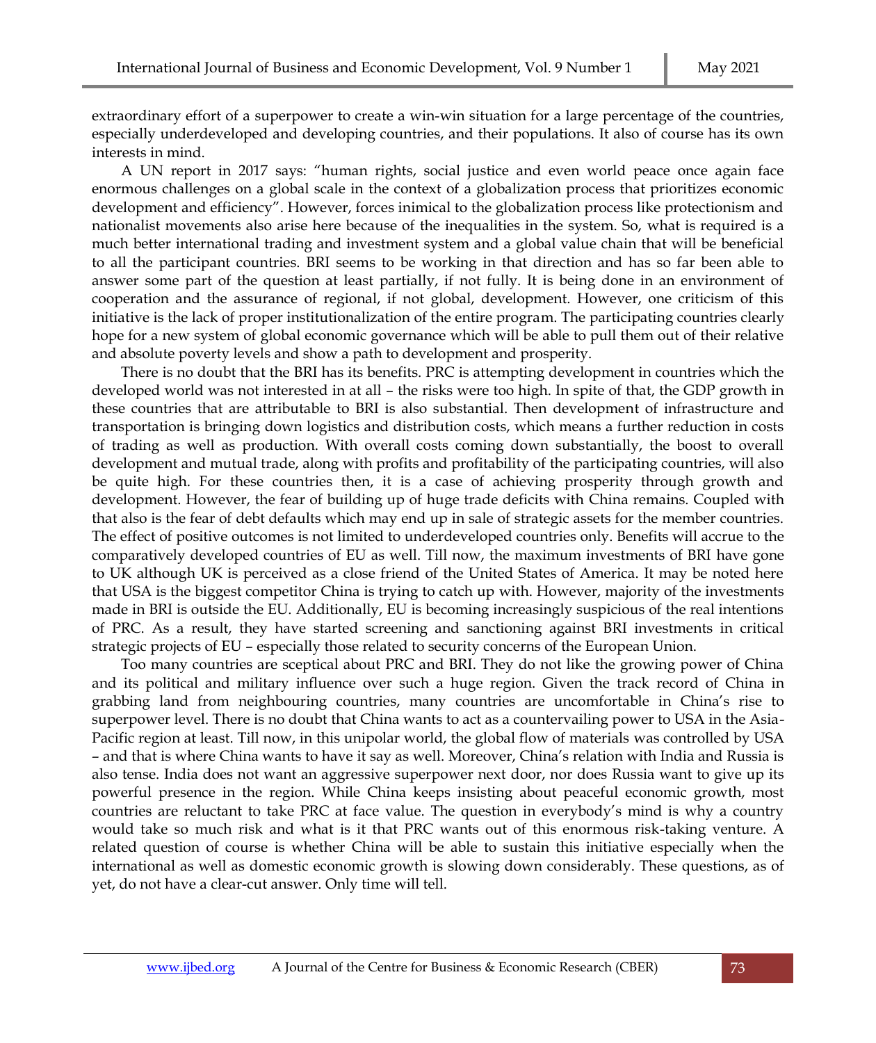extraordinary effort of a superpower to create a win-win situation for a large percentage of the countries, especially underdeveloped and developing countries, and their populations. It also of course has its own interests in mind.

A UN report in 2017 says: "human rights, social justice and even world peace once again face enormous challenges on a global scale in the context of a globalization process that prioritizes economic development and efficiency". However, forces inimical to the globalization process like protectionism and nationalist movements also arise here because of the inequalities in the system. So, what is required is a much better international trading and investment system and a global value chain that will be beneficial to all the participant countries. BRI seems to be working in that direction and has so far been able to answer some part of the question at least partially, if not fully. It is being done in an environment of cooperation and the assurance of regional, if not global, development. However, one criticism of this initiative is the lack of proper institutionalization of the entire program. The participating countries clearly hope for a new system of global economic governance which will be able to pull them out of their relative and absolute poverty levels and show a path to development and prosperity.

There is no doubt that the BRI has its benefits. PRC is attempting development in countries which the developed world was not interested in at all – the risks were too high. In spite of that, the GDP growth in these countries that are attributable to BRI is also substantial. Then development of infrastructure and transportation is bringing down logistics and distribution costs, which means a further reduction in costs of trading as well as production. With overall costs coming down substantially, the boost to overall development and mutual trade, along with profits and profitability of the participating countries, will also be quite high. For these countries then, it is a case of achieving prosperity through growth and development. However, the fear of building up of huge trade deficits with China remains. Coupled with that also is the fear of debt defaults which may end up in sale of strategic assets for the member countries. The effect of positive outcomes is not limited to underdeveloped countries only. Benefits will accrue to the comparatively developed countries of EU as well. Till now, the maximum investments of BRI have gone to UK although UK is perceived as a close friend of the United States of America. It may be noted here that USA is the biggest competitor China is trying to catch up with. However, majority of the investments made in BRI is outside the EU. Additionally, EU is becoming increasingly suspicious of the real intentions of PRC. As a result, they have started screening and sanctioning against BRI investments in critical strategic projects of EU – especially those related to security concerns of the European Union.

Too many countries are sceptical about PRC and BRI. They do not like the growing power of China and its political and military influence over such a huge region. Given the track record of China in grabbing land from neighbouring countries, many countries are uncomfortable in China's rise to superpower level. There is no doubt that China wants to act as a countervailing power to USA in the Asia-Pacific region at least. Till now, in this unipolar world, the global flow of materials was controlled by USA – and that is where China wants to have it say as well. Moreover, China's relation with India and Russia is also tense. India does not want an aggressive superpower next door, nor does Russia want to give up its powerful presence in the region. While China keeps insisting about peaceful economic growth, most countries are reluctant to take PRC at face value. The question in everybody's mind is why a country would take so much risk and what is it that PRC wants out of this enormous risk-taking venture. A related question of course is whether China will be able to sustain this initiative especially when the international as well as domestic economic growth is slowing down considerably. These questions, as of yet, do not have a clear-cut answer. Only time will tell.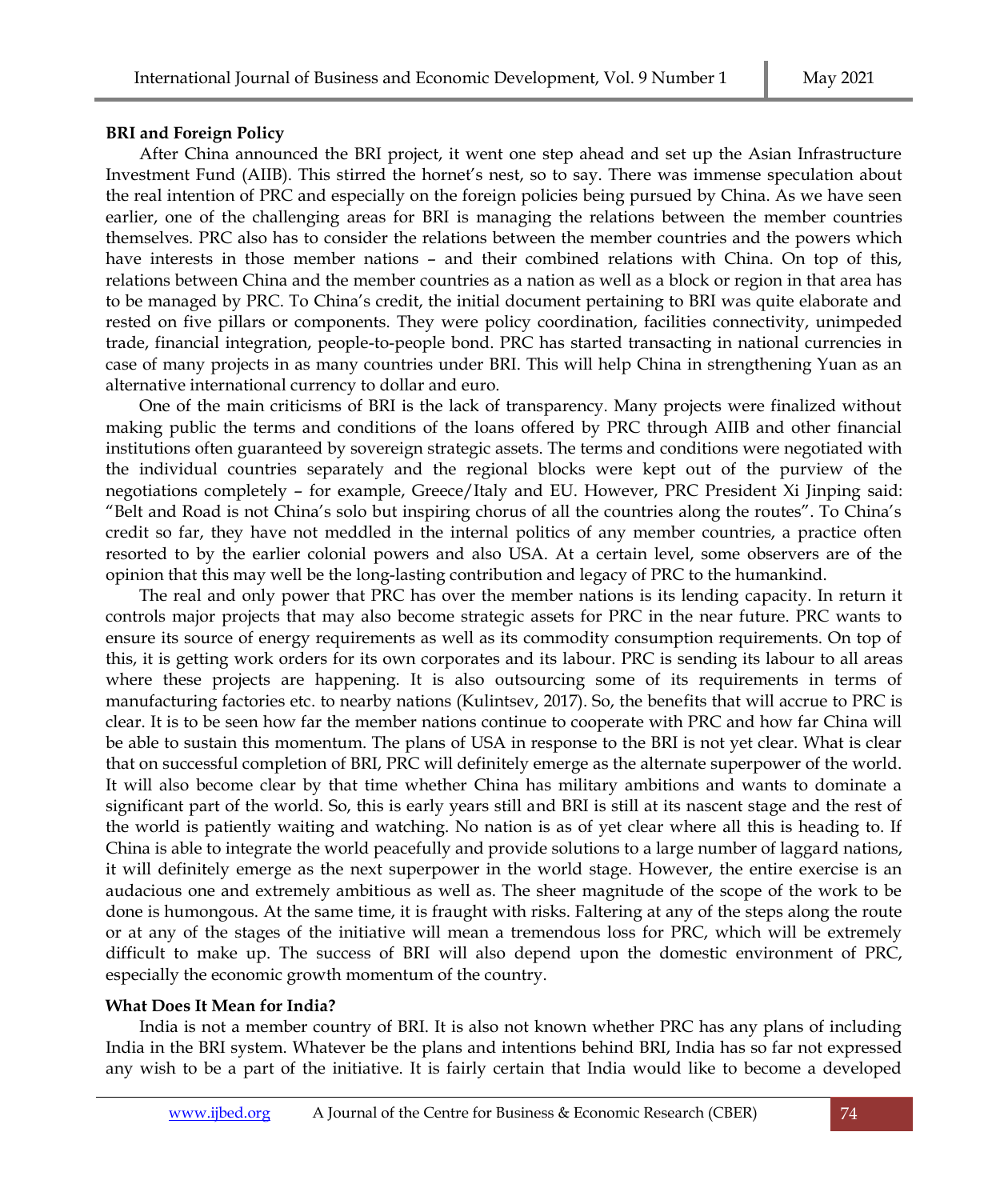**BRI and Foreign Policy**

After China announced the BRI project, it went one step ahead and set up the Asian Infrastructure Investment Fund (AIIB). This stirred the hornet's nest, so to say. There was immense speculation about the real intention of PRC and especially on the foreign policies being pursued by China. As we have seen earlier, one of the challenging areas for BRI is managing the relations between the member countries themselves. PRC also has to consider the relations between the member countries and the powers which have interests in those member nations – and their combined relations with China. On top of this, relations between China and the member countries as a nation as well as a block or region in that area has to be managed by PRC. To China's credit, the initial document pertaining to BRI was quite elaborate and rested on five pillars or components. They were policy coordination, facilities connectivity, unimpeded trade, financial integration, people-to-people bond. PRC has started transacting in national currencies in case of many projects in as many countries under BRI. This will help China in strengthening Yuan as an alternative international currency to dollar and euro.

One of the main criticisms of BRI is the lack of transparency. Many projects were finalized without making public the terms and conditions of the loans offered by PRC through AIIB and other financial institutions often guaranteed by sovereign strategic assets. The terms and conditions were negotiated with the individual countries separately and the regional blocks were kept out of the purview of the negotiations completely – for example, Greece/Italy and EU. However, PRC President Xi Jinping said: "Belt and Road is not China's solo but inspiring chorus of all the countries along the routes". To China's credit so far, they have not meddled in the internal politics of any member countries, a practice often resorted to by the earlier colonial powers and also USA. At a certain level, some observers are of the opinion that this may well be the long-lasting contribution and legacy of PRC to the humankind.

The real and only power that PRC has over the member nations is its lending capacity. In return it controls major projects that may also become strategic assets for PRC in the near future. PRC wants to ensure its source of energy requirements as well as its commodity consumption requirements. On top of this, it is getting work orders for its own corporates and its labour. PRC is sending its labour to all areas where these projects are happening. It is also outsourcing some of its requirements in terms of manufacturing factories etc. to nearby nations (Kulintsev, 2017). So, the benefits that will accrue to PRC is clear. It is to be seen how far the member nations continue to cooperate with PRC and how far China will be able to sustain this momentum. The plans of USA in response to the BRI is not yet clear. What is clear that on successful completion of BRI, PRC will definitely emerge as the alternate superpower of the world. It will also become clear by that time whether China has military ambitions and wants to dominate a significant part of the world. So, this is early years still and BRI is still at its nascent stage and the rest of the world is patiently waiting and watching. No nation is as of yet clear where all this is heading to. If China is able to integrate the world peacefully and provide solutions to a large number of laggard nations, it will definitely emerge as the next superpower in the world stage. However, the entire exercise is an audacious one and extremely ambitious as well as. The sheer magnitude of the scope of the work to be done is humongous. At the same time, it is fraught with risks. Faltering at any of the steps along the route or at any of the stages of the initiative will mean a tremendous loss for PRC, which will be extremely difficult to make up. The success of BRI will also depend upon the domestic environment of PRC, especially the economic growth momentum of the country.

**What Does It Mean for India?**

India is not a member country of BRI. It is also not known whether PRC has any plans of including India in the BRI system. Whatever be the plans and intentions behind BRI, India has so far not expressed any wish to be a part of the initiative. It is fairly certain that India would like to become a developed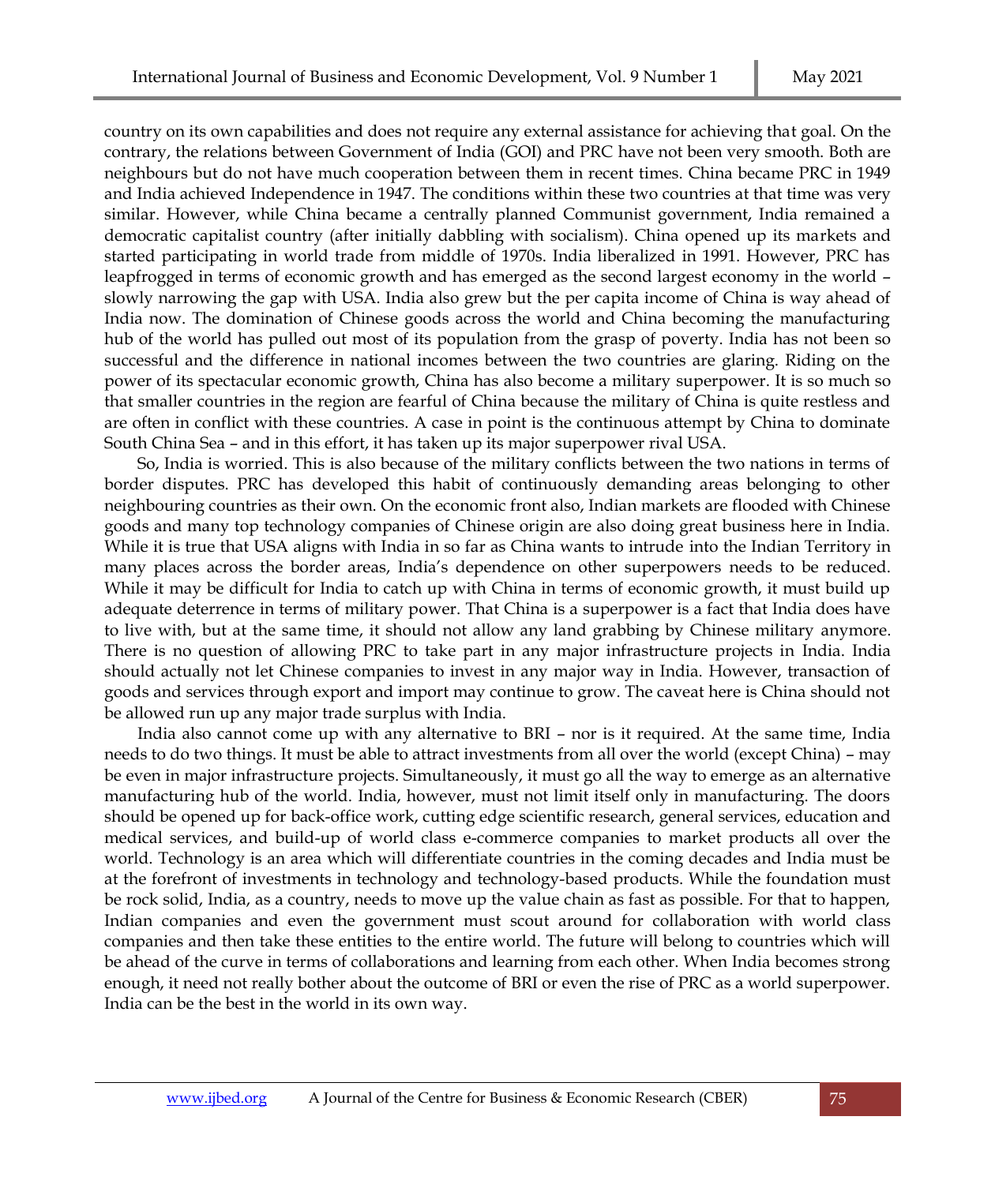country on its own capabilities and does not require any external assistance for achieving that goal. On the contrary, the relations between Government of India (GOI) and PRC have not been very smooth. Both are neighbours but do not have much cooperation between them in recent times. China became PRC in 1949 and India achieved Independence in 1947. The conditions within these two countries at that time was very similar. However, while China became a centrally planned Communist government, India remained a democratic capitalist country (after initially dabbling with socialism). China opened up its markets and started participating in world trade from middle of 1970s. India liberalized in 1991. However, PRC has leapfrogged in terms of economic growth and has emerged as the second largest economy in the world – slowly narrowing the gap with USA. India also grew but the per capita income of China is way ahead of India now. The domination of Chinese goods across the world and China becoming the manufacturing hub of the world has pulled out most of its population from the grasp of poverty. India has not been so successful and the difference in national incomes between the two countries are glaring. Riding on the power of its spectacular economic growth, China has also become a military superpower. It is so much so that smaller countries in the region are fearful of China because the military of China is quite restless and are often in conflict with these countries. A case in point is the continuous attempt by China to dominate South China Sea – and in this effort, it has taken up its major superpower rival USA.

So, India is worried. This is also because of the military conflicts between the two nations in terms of border disputes. PRC has developed this habit of continuously demanding areas belonging to other neighbouring countries as their own. On the economic front also, Indian markets are flooded with Chinese goods and many top technology companies of Chinese origin are also doing great business here in India. While it is true that USA aligns with India in so far as China wants to intrude into the Indian Territory in many places across the border areas, India's dependence on other superpowers needs to be reduced. While it may be difficult for India to catch up with China in terms of economic growth, it must build up adequate deterrence in terms of military power. That China is a superpower is a fact that India does have to live with, but at the same time, it should not allow any land grabbing by Chinese military anymore. There is no question of allowing PRC to take part in any major infrastructure projects in India. India should actually not let Chinese companies to invest in any major way in India. However, transaction of goods and services through export and import may continue to grow. The caveat here is China should not be allowed run up any major trade surplus with India.

India also cannot come up with any alternative to BRI – nor is it required. At the same time, India needs to do two things. It must be able to attract investments from all over the world (except China) – may be even in major infrastructure projects. Simultaneously, it must go all the way to emerge as an alternative manufacturing hub of the world. India, however, must not limit itself only in manufacturing. The doors should be opened up for back-office work, cutting edge scientific research, general services, education and medical services, and build-up of world class e-commerce companies to market products all over the world. Technology is an area which will differentiate countries in the coming decades and India must be at the forefront of investments in technology and technology-based products. While the foundation must be rock solid, India, as a country, needs to move up the value chain as fast as possible. For that to happen, Indian companies and even the government must scout around for collaboration with world class companies and then take these entities to the entire world. The future will belong to countries which will be ahead of the curve in terms of collaborations and learning from each other. When India becomes strong enough, it need not really bother about the outcome of BRI or even the rise of PRC as a world superpower. India can be the best in the world in its own way.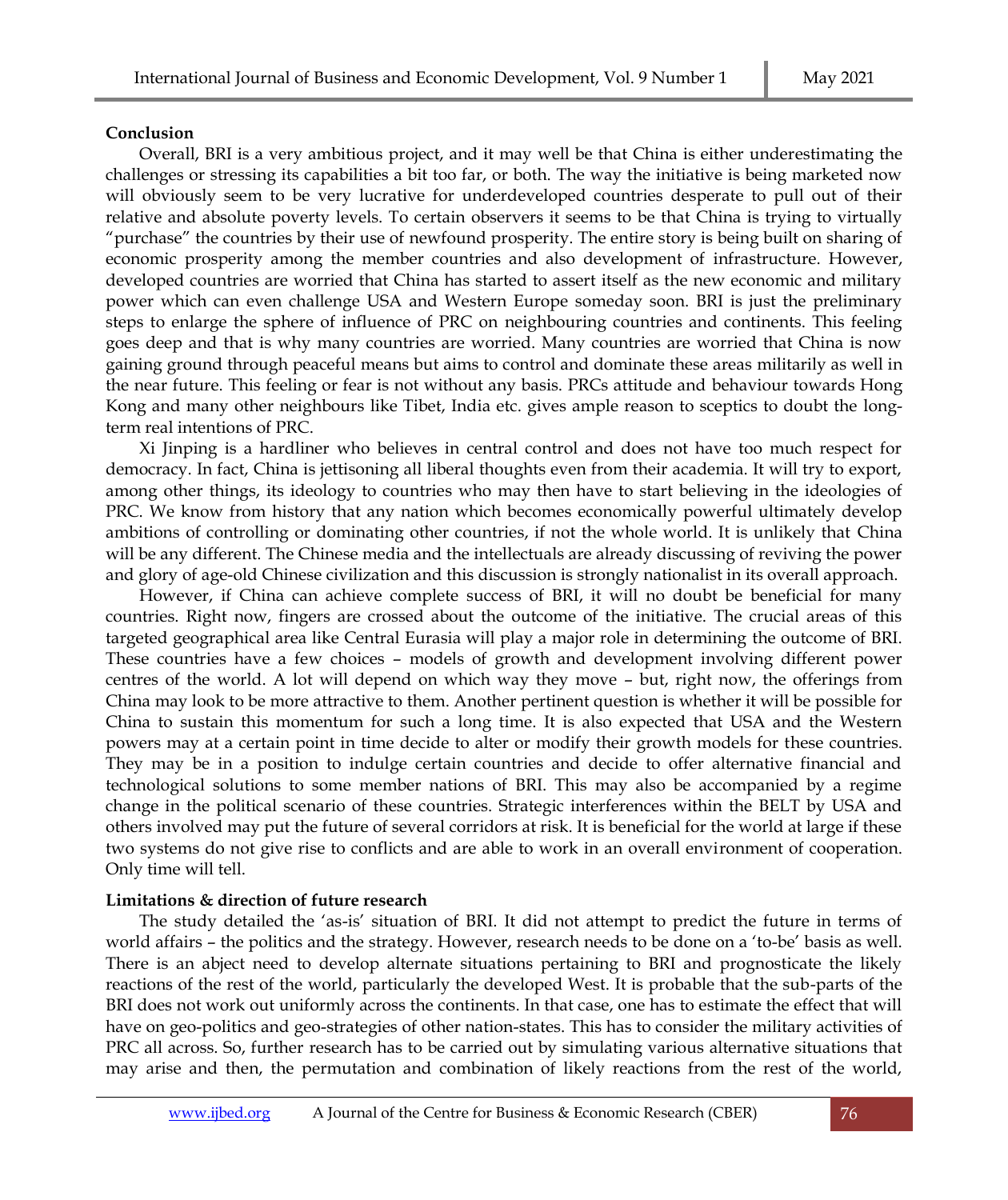**Conclusion**

Overall, BRI is a very ambitious project, and it may well be that China is either underestimating the challenges or stressing its capabilities a bit too far, or both. The way the initiative is being marketed now will obviously seem to be very lucrative for underdeveloped countries desperate to pull out of their relative and absolute poverty levels. To certain observers it seems to be that China is trying to virtually "purchase" the countries by their use of newfound prosperity. The entire story is being built on sharing of economic prosperity among the member countries and also development of infrastructure. However, developed countries are worried that China has started to assert itself as the new economic and military power which can even challenge USA and Western Europe someday soon. BRI is just the preliminary steps to enlarge the sphere of influence of PRC on neighbouring countries and continents. This feeling goes deep and that is why many countries are worried. Many countries are worried that China is now gaining ground through peaceful means but aims to control and dominate these areas militarily as well in the near future. This feeling or fear is not without any basis. PRCs attitude and behaviour towards Hong Kong and many other neighbours like Tibet, India etc. gives ample reason to sceptics to doubt the long-term real intentions of PRC.

Xi Jinping is a hardliner who believes in central control and does not have too much respect for democracy. In fact, China is jettisoning all liberal thoughts even from their academia. It will try to export, among other things, its ideology to countries who may then have to start believing in the ideologies of PRC. We know from history that any nation which becomes economically powerful ultimately develop ambitions of controlling or dominating other countries, if not the whole world. It is unlikely that China will be any different. The Chinese media and the intellectuals are already discussing of reviving the power and glory of age-old Chinese civilization and this discussion is strongly nationalist in its overall approach.

However, if China can achieve complete success of BRI, it will no doubt be beneficial for many countries. Right now, fingers are crossed about the outcome of the initiative. The crucial areas of this targeted geographical area like Central Eurasia will play a major role in determining the outcome of BRI. These countries have a few choices – models of growth and development involving different power centres of the world. A lot will depend on which way they move – but, right now, the offerings from China may look to be more attractive to them. Another pertinent question is whether it will be possible for China to sustain this momentum for such a long time. It is also expected that USA and the Western powers may at a certain point in time decide to alter or modify their growth models for these countries. They may be in a position to indulge certain countries and decide to offer alternative financial and technological solutions to some member nations of BRI. This may also be accompanied by a regime change in the political scenario of these countries. Strategic interferences within the BELT by USA and others involved may put the future of several corridors at risk. It is beneficial for the world at large if these two systems do not give rise to conflicts and are able to work in an overall environment of cooperation. Only time will tell.

**Limitations & direction of future research**

The study detailed the 'as-is' situation of BRI. It did not attempt to predict the future in terms of world affairs – the politics and the strategy. However, research needs to be done on a 'to-be' basis as well. There is an abject need to develop alternate situations pertaining to BRI and prognosticate the likely reactions of the rest of the world, particularly the developed West. It is probable that the sub-parts of the BRI does not work out uniformly across the continents. In that case, one has to estimate the effect that will have on geo-politics and geo-strategies of other nation-states. This has to consider the military activities of PRC all across. So, further research has to be carried out by simulating various alternative situations that may arise and then, the permutation and combination of likely reactions from the rest of the world,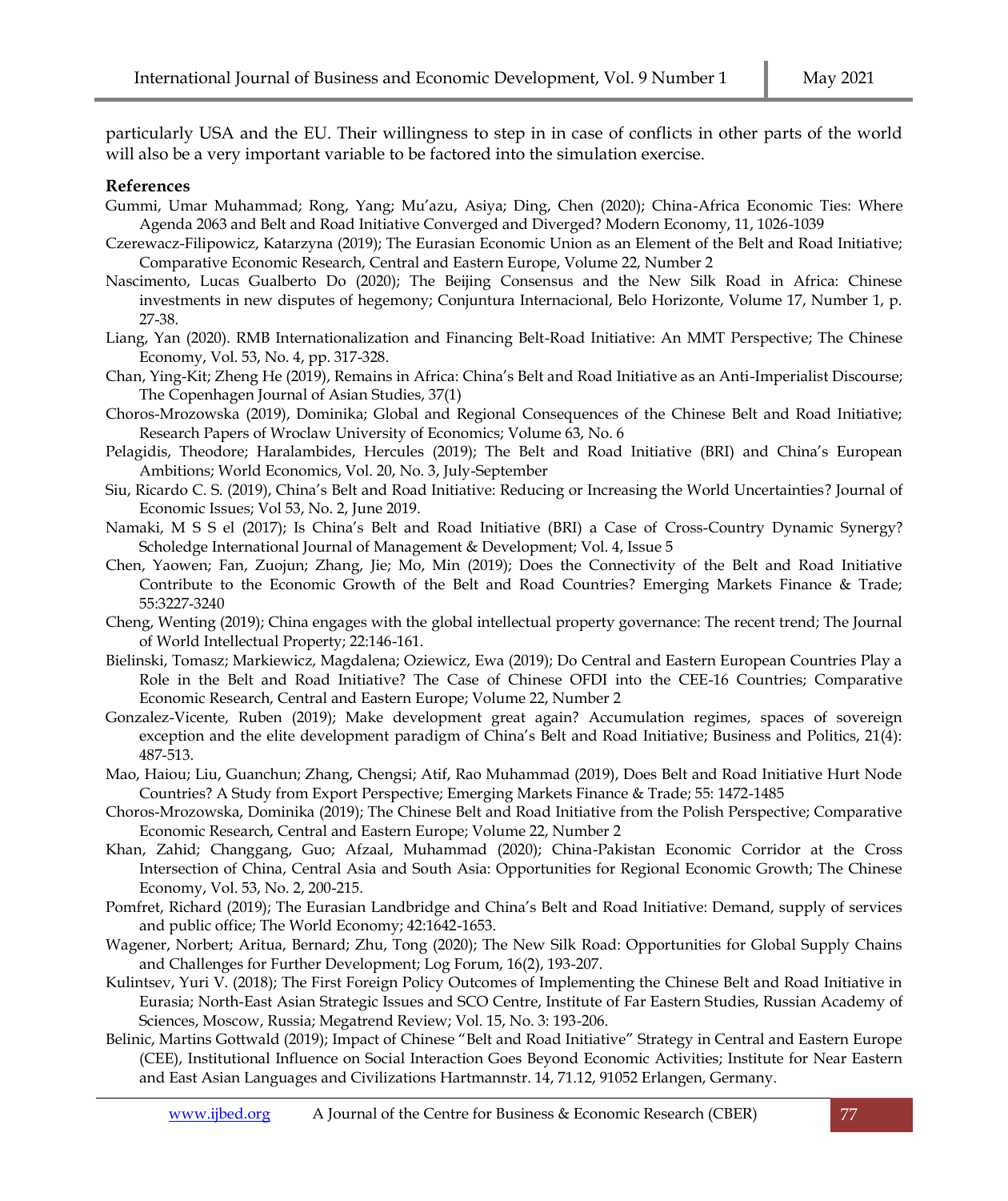particularly USA and the EU. Their willingness to step in in case of conflicts in other parts of the world will also be a very important variable to be factored into the simulation exercise.

**References**

Gummi, Umar Muhammad; Rong, Yang; Mu'azu, Asiya; Ding, Chen (2020); China-Africa Economic Ties: Where Agenda 2063 and Belt and Road Initiative Converged and Diverged? Modern Economy, 11, 1026-1039

Czerewacz-Filipowicz, Katarzyna (2019); The Eurasian Economic Union as an Element of the Belt and Road Initiative; Comparative Economic Research, Central and Eastern Europe, Volume 22, Number 2

Nascimento, Lucas Gualberto Do (2020); The Beijing Consensus and the New Silk Road in Africa: Chinese investments in new disputes of hegemony; Conjuntura Internacional, Belo Horizonte, Volume 17, Number 1, p. 27-38.

Liang, Yan (2020). RMB Internationalization and Financing Belt-Road Initiative: An MMT Perspective; The Chinese Economy, Vol. 53, No. 4, pp. 317-328.

Chan, Ying-Kit; Zheng He (2019), Remains in Africa: China's Belt and Road Initiative as an Anti-Imperialist Discourse; The Copenhagen Journal of Asian Studies, 37(1)

Choros-Mrozowska (2019), Dominika; Global and Regional Consequences of the Chinese Belt and Road Initiative; Research Papers of Wroclaw University of Economics; Volume 63, No. 6

Pelagidis, Theodore; Haralambides, Hercules (2019); The Belt and Road Initiative (BRI) and China's European Ambitions; World Economics, Vol. 20, No. 3, July-September

Siu, Ricardo C. S. (2019), China's Belt and Road Initiative: Reducing or Increasing the World Uncertainties? Journal of Economic Issues; Vol 53, No. 2, June 2019.

Namaki, M S S el (2017); Is China's Belt and Road Initiative (BRI) a Case of Cross-Country Dynamic Synergy? Scholedge International Journal of Management & Development; Vol. 4, Issue 5

Chen, Yaowen; Fan, Zuojun; Zhang, Jie; Mo, Min (2019); Does the Connectivity of the Belt and Road Initiative Contribute to the Economic Growth of the Belt and Road Countries? Emerging Markets Finance & Trade; 55:3227-3240

Cheng, Wenting (2019); China engages with the global intellectual property governance: The recent trend; The Journal of World Intellectual Property; 22:146-161.

Bielinski, Tomasz; Markiewicz, Magdalena; Oziewicz, Ewa (2019); Do Central and Eastern European Countries Play a Role in the Belt and Road Initiative? The Case of Chinese OFDI into the CEE-16 Countries; Comparative Economic Research, Central and Eastern Europe; Volume 22, Number 2

Gonzalez-Vicente, Ruben (2019); Make development great again? Accumulation regimes, spaces of sovereign exception and the elite development paradigm of China's Belt and Road Initiative; Business and Politics, 21(4): 487-513.

Mao, Haiou; Liu, Guanchun; Zhang, Chengsi; Atif, Rao Muhammad (2019), Does Belt and Road Initiative Hurt Node Countries? A Study from Export Perspective; Emerging Markets Finance & Trade; 55: 1472-1485

Choros-Mrozowska, Dominika (2019); The Chinese Belt and Road Initiative from the Polish Perspective; Comparative Economic Research, Central and Eastern Europe; Volume 22, Number 2

Khan, Zahid; Changgang, Guo; Afzaal, Muhammad (2020); China-Pakistan Economic Corridor at the Cross Intersection of China, Central Asia and South Asia: Opportunities for Regional Economic Growth; The Chinese Economy, Vol. 53, No. 2, 200-215.

Pomfret, Richard (2019); The Eurasian Landbridge and China's Belt and Road Initiative: Demand, supply of services and public office; The World Economy; 42:1642-1653.

Wagener, Norbert; Aritua, Bernard; Zhu, Tong (2020); The New Silk Road: Opportunities for Global Supply Chains and Challenges for Further Development; Log Forum, 16(2), 193-207.

Kulintsev, Yuri V. (2018); The First Foreign Policy Outcomes of Implementing the Chinese Belt and Road Initiative in Eurasia; North-East Asian Strategic Issues and SCO Centre, Institute of Far Eastern Studies, Russian Academy of Sciences, Moscow, Russia; Megatrend Review; Vol. 15, No. 3: 193-206.

Belinic, Martins Gottwald (2019); Impact of Chinese "Belt and Road Initiative" Strategy in Central and Eastern Europe (CEE), Institutional Influence on Social Interaction Goes Beyond Economic Activities; Institute for Near Eastern and East Asian Languages and Civilizations Hartmannstr. 14, 71.12, 91052 Erlangen, Germany.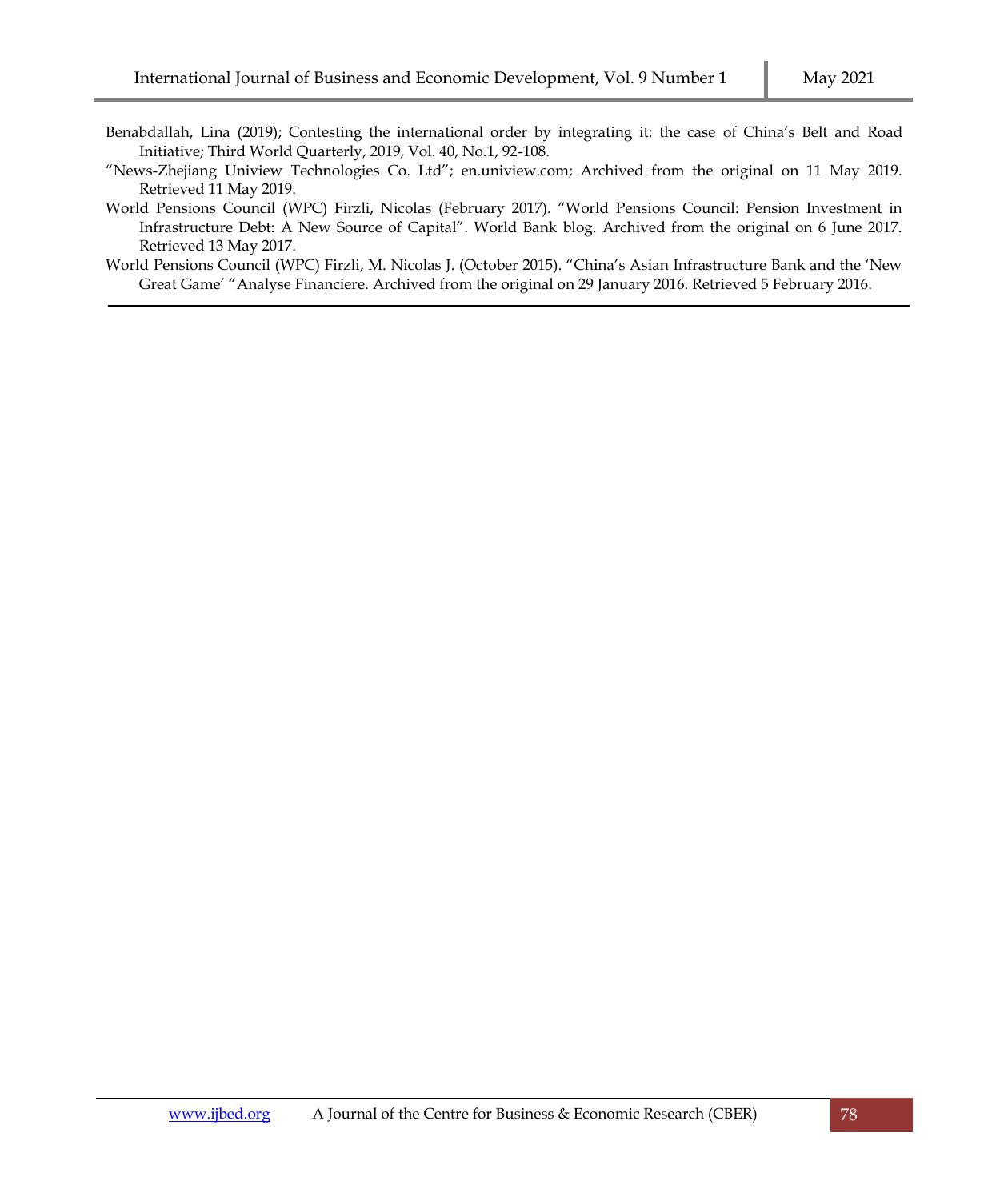Benabdallah, Lina (2019); Contesting the international order by integrating it: the case of China’s Belt and Road Initiative; Third World Quarterly, 2019, Vol. 40, No.1, 92-108.

“News-Zhejiang Uniview Technologies Co. Ltd”; en.uniview.com; Archived from the original on 11 May 2019. Retrieved 11 May 2019.

World Pensions Council (WPC) Firzli, Nicolas (February 2017). “World Pensions Council: Pension Investment in Infrastructure Debt: A New Source of Capital”. World Bank blog. Archived from the original on 6 June 2017. Retrieved 13 May 2017.

World Pensions Council (WPC) Firzli, M. Nicolas J. (October 2015). “China’s Asian Infrastructure Bank and the ‘New Great Game’ “Analyse Financiere. Archived from the original on 29 January 2016. Retrieved 5 February 2016.